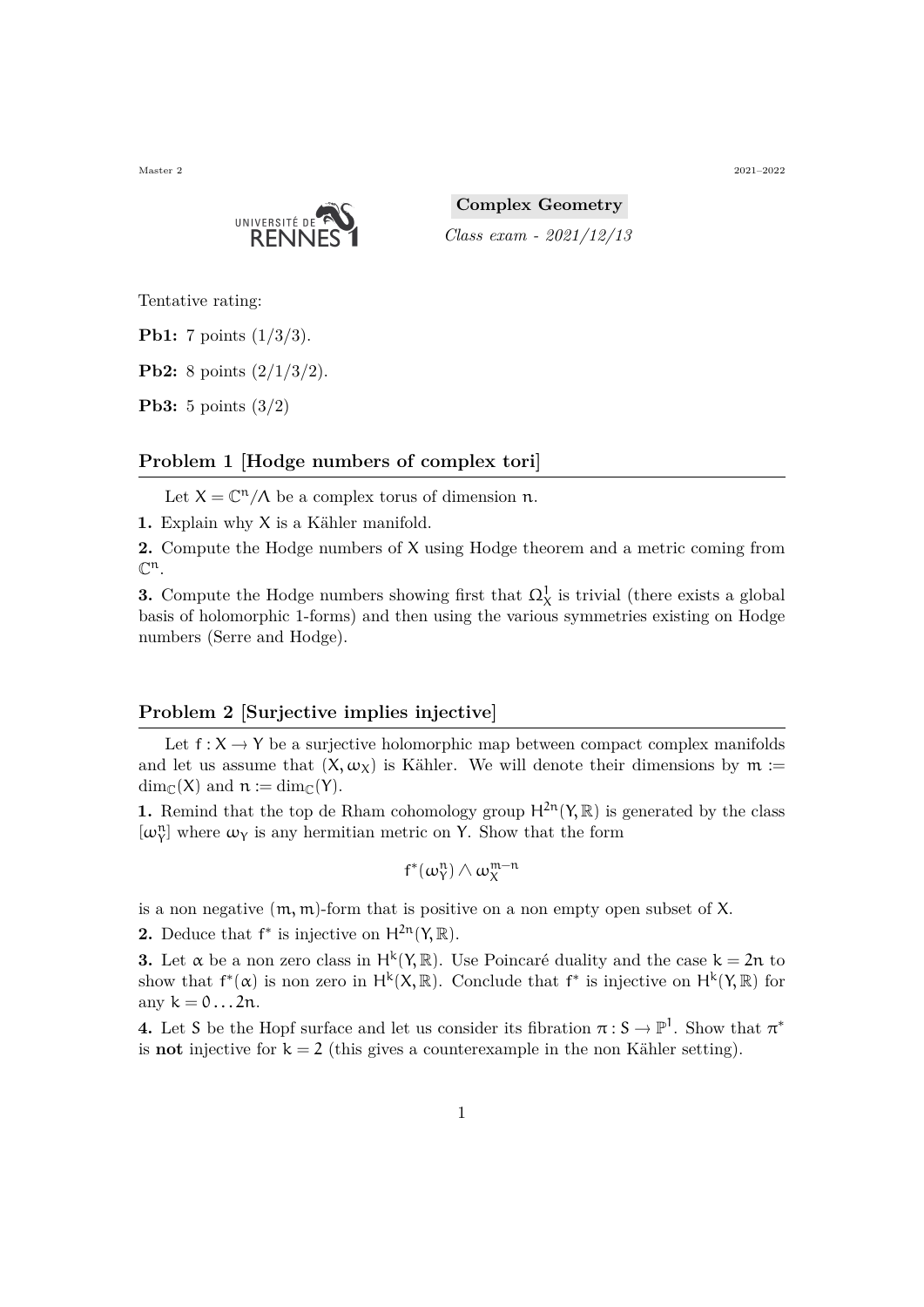Master 2 2021–2022

**Complex Geometry**

*Class exam - 2021/12/13*

Tentative rating:

**Pb1:** 7 points (1/3/3).

**Pb2:** 8 points (2/1/3/2).

**Pb3:** 5 points (3/2)

## Problem 1 [Hodge numbers of complex tori]

Let $X = \mathbb{C}^n/\Lambda$ be a complex torus of dimension $n$.

**1.** Explain why $X$ is a Kähler manifold.

**2.** Compute the Hodge numbers of $X$ using Hodge theorem and a metric coming from $\mathbb{C}^n$.

**3.** Compute the Hodge numbers showing first that $\Omega^1_X$ is trivial (there exists a global basis of holomorphic 1-forms) and then using the various symmetries existing on Hodge numbers (Serre and Hodge).

## Problem 2 [Surjective implies injective]

Let $f : X \to Y$ be a surjective holomorphic map between compact complex manifolds and let us assume that $(X, \omega_X)$ is Kähler. We will denote their dimensions by $m := \dim_{\mathbb{C}}(X)$ and $n := \dim_{\mathbb{C}}(Y)$.

**1.** Remind that the top de Rham cohomology group $H^{2n}(Y, \mathbb{R})$ is generated by the class $[\omega_Y^n]$ where $\omega_Y$ is any hermitian metric on $Y$. Show that the form

$$f^*(\omega_Y^n) \wedge \omega_X^{m-n}$$

is a non negative $(m, m)$-form that is positive on a non empty open subset of $X$.

**2.** Deduce that $f^*$ is injective on $H^{2n}(Y, \mathbb{R})$.

**3.** Let $\alpha$ be a non zero class in $H^k(Y, \mathbb{R})$. Use Poincaré duality and the case $k = 2n$ to show that $f^*(\alpha)$ is non zero in $H^k(X, \mathbb{R})$. Conclude that $f^*$ is injective on $H^k(Y, \mathbb{R})$ for any $k = 0 \dots 2n$.

**4.** Let $S$ be the Hopf surface and let us consider its fibration $\pi : S \to \mathbb{P}^1$. Show that $\pi^*$ is **not** injective for $k = 2$ (this gives a counterexample in the non Kähler setting).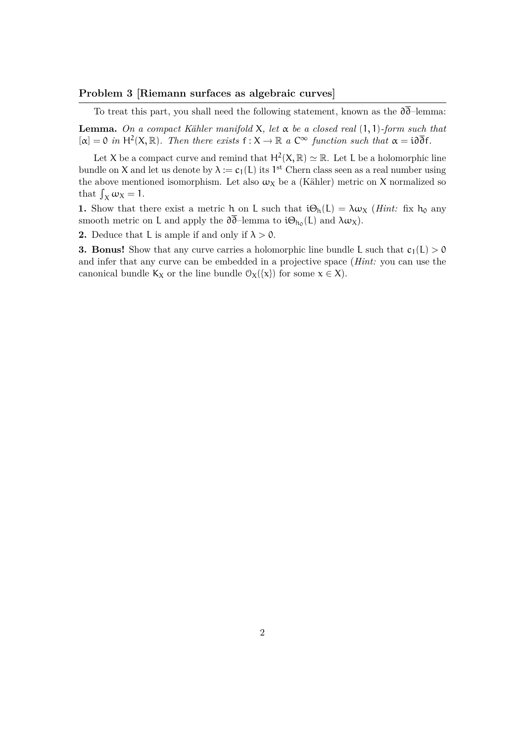### Problem 3 [Riemann surfaces as algebraic curves]

To treat this part, you shall need the following statement, known as the $\partial\overline{\partial}$–lemma:

**Lemma.** *On a compact Kähler manifold $X$, let $\alpha$ be a closed real $(1,1)$-form such that $[\alpha] = 0$ in $H^2(X,\mathbb{R})$. Then there exists $f : X \to \mathbb{R}$ a $C^\infty$ function such that $\alpha = i\partial\overline{\partial}f$.*

Let $X$ be a compact curve and remind that $H^2(X,\mathbb{R}) \simeq \mathbb{R}$. Let $L$ be a holomorphic line bundle on $X$ and let us denote by $\lambda := c_1(L)$ its $1^{\text{st}}$ Chern class seen as a real number using the above mentioned isomorphism. Let also $\omega_X$ be a (Kähler) metric on $X$ normalized so that $\int_X \omega_X = 1$.

**1.** Show that there exist a metric $h$ on $L$ such that $i\Theta_h(L) = \lambda\omega_X$ (*Hint:* fix $h_0$ any smooth metric on $L$ and apply the $\partial\overline{\partial}$–lemma to $i\Theta_{h_0}(L)$ and $\lambda\omega_X$).

**2.** Deduce that $L$ is ample if and only if $\lambda > 0$.

**3. Bonus!** Show that any curve carries a holomorphic line bundle $L$ such that $c_1(L) > 0$ and infer that any curve can be embedded in a projective space (*Hint:* you can use the canonical bundle $K_X$ or the line bundle $\mathcal{O}_X(\{x\})$ for some $x \in X$).